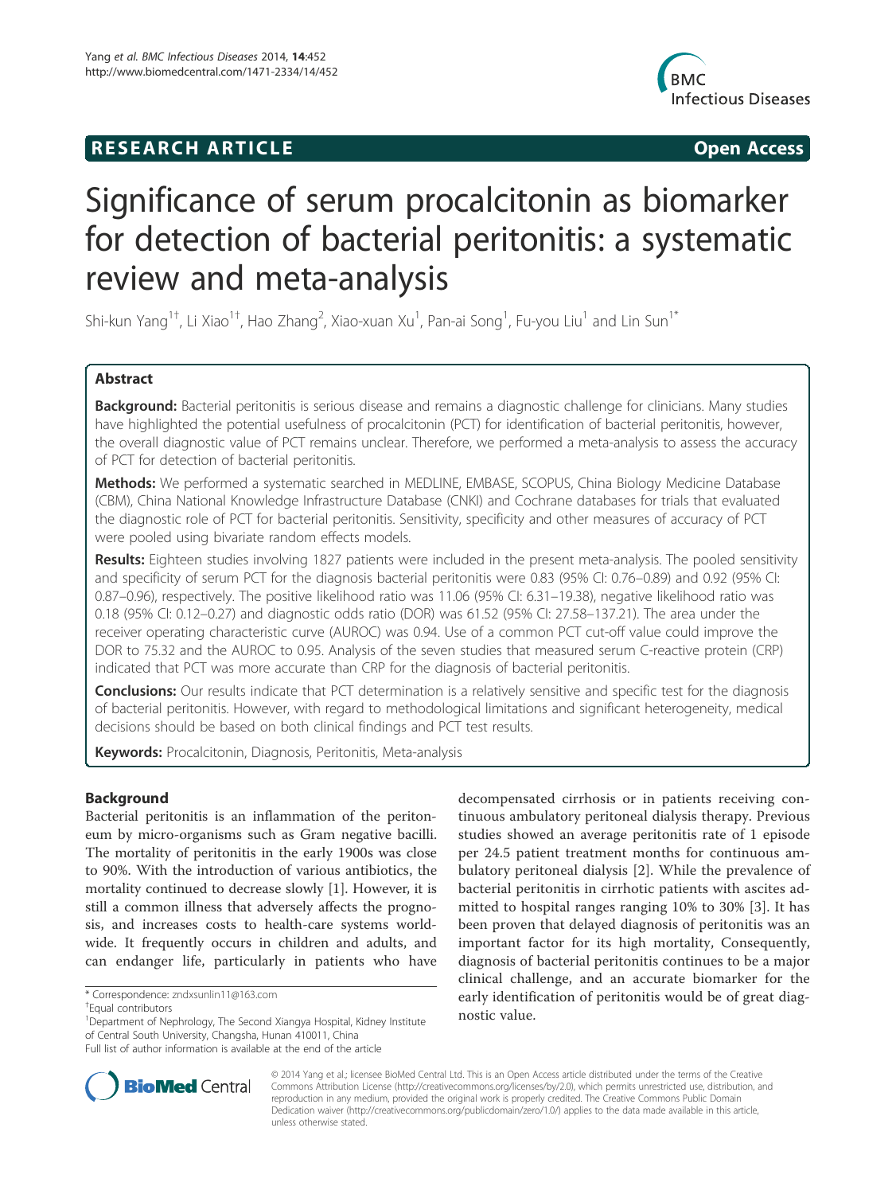**RESEARCH ARTICLE** **Open Access**

# Significance of serum procalcitonin as biomarker for detection of bacterial peritonitis: a systematic review and meta-analysis

Shi-kun Yang[1†], Li Xiao[1†], Hao Zhang[2], Xiao-xuan Xu[1], Pan-ai Song[1], Fu-you Liu[1] and Lin Sun[1*]

## Abstract

**Background:** Bacterial peritonitis is serious disease and remains a diagnostic challenge for clinicians. Many studies have highlighted the potential usefulness of procalcitonin (PCT) for identification of bacterial peritonitis, however, the overall diagnostic value of PCT remains unclear. Therefore, we performed a meta-analysis to assess the accuracy of PCT for detection of bacterial peritonitis.

**Methods:** We performed a systematic searched in MEDLINE, EMBASE, SCOPUS, China Biology Medicine Database (CBM), China National Knowledge Infrastructure Database (CNKI) and Cochrane databases for trials that evaluated the diagnostic role of PCT for bacterial peritonitis. Sensitivity, specificity and other measures of accuracy of PCT were pooled using bivariate random effects models.

**Results:** Eighteen studies involving 1827 patients were included in the present meta-analysis. The pooled sensitivity and specificity of serum PCT for the diagnosis bacterial peritonitis were 0.83 (95% CI: 0.76–0.89) and 0.92 (95% CI: 0.87–0.96), respectively. The positive likelihood ratio was 11.06 (95% CI: 6.31–19.38), negative likelihood ratio was 0.18 (95% CI: 0.12–0.27) and diagnostic odds ratio (DOR) was 61.52 (95% CI: 27.58–137.21). The area under the receiver operating characteristic curve (AUROC) was 0.94. Use of a common PCT cut-off value could improve the DOR to 75.32 and the AUROC to 0.95. Analysis of the seven studies that measured serum C-reactive protein (CRP) indicated that PCT was more accurate than CRP for the diagnosis of bacterial peritonitis.

**Conclusions:** Our results indicate that PCT determination is a relatively sensitive and specific test for the diagnosis of bacterial peritonitis. However, with regard to methodological limitations and significant heterogeneity, medical decisions should be based on both clinical findings and PCT test results.

**Keywords:** Procalcitonin, Diagnosis, Peritonitis, Meta-analysis

## Background

Bacterial peritonitis is an inflammation of the peritoneum by micro-organisms such as Gram negative bacilli. The mortality of peritonitis in the early 1900s was close to 90%. With the introduction of various antibiotics, the mortality continued to decrease slowly [1]. However, it is still a common illness that adversely affects the prognosis, and increases costs to health-care systems worldwide. It frequently occurs in children and adults, and can endanger life, particularly in patients who have decompensated cirrhosis or in patients receiving continuous ambulatory peritoneal dialysis therapy. Previous studies showed an average peritonitis rate of 1 episode per 24.5 patient treatment months for continuous ambulatory peritoneal dialysis [2]. While the prevalence of bacterial peritonitis in cirrhotic patients with ascites admitted to hospital ranges ranging 10% to 30% [3]. It has been proven that delayed diagnosis of peritonitis was an important factor for its high mortality, Consequently, diagnosis of bacterial peritonitis continues to be a major clinical challenge, and an accurate biomarker for the early identification of peritonitis would be of great diagnostic value.

\* Correspondence: zndxsunlin11@163.com

†Equal contributors

[1]Department of Nephrology, The Second Xiangya Hospital, Kidney Institute of Central South University, Changsha, Hunan 410011, China

Full list of author information is available at the end of the article

© 2014 Yang et al.; licensee BioMed Central Ltd. This is an Open Access article distributed under the terms of the Creative Commons Attribution License (http://creativecommons.org/licenses/by/2.0), which permits unrestricted use, distribution, and reproduction in any medium, provided the original work is properly credited. The Creative Commons Public Domain Dedication waiver (http://creativecommons.org/publicdomain/zero/1.0/) applies to the data made available in this article, unless otherwise stated.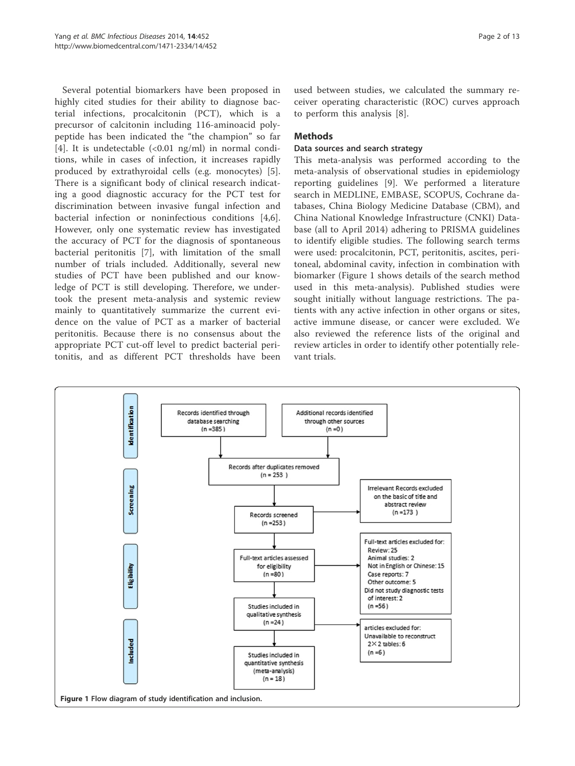Several potential biomarkers have been proposed in highly cited studies for their ability to diagnose bacterial infections, procalcitonin (PCT), which is a precursor of calcitonin including 116-aminoacid polypeptide has been indicated the "the champion" so far [4]. It is undetectable (<0.01 ng/ml) in normal conditions, while in cases of infection, it increases rapidly produced by extrathyroidal cells (e.g. monocytes) [5]. There is a significant body of clinical research indicating a good diagnostic accuracy for the PCT test for discrimination between invasive fungal infection and bacterial infection or noninfectious conditions [4,6]. However, only one systematic review has investigated the accuracy of PCT for the diagnosis of spontaneous bacterial peritonitis [7], with limitation of the small number of trials included. Additionally, several new studies of PCT have been published and our knowledge of PCT is still developing. Therefore, we undertook the present meta-analysis and systemic review mainly to quantitatively summarize the current evidence on the value of PCT as a marker of bacterial peritonitis. Because there is no consensus about the appropriate PCT cut-off level to predict bacterial peritonitis, and as different PCT thresholds have been used between studies, we calculated the summary receiver operating characteristic (ROC) curves approach to perform this analysis [8].

## Methods

### Data sources and search strategy

This meta-analysis was performed according to the meta-analysis of observational studies in epidemiology reporting guidelines [9]. We performed a literature search in MEDLINE, EMBASE, SCOPUS, Cochrane databases, China Biology Medicine Database (CBM), and China National Knowledge Infrastructure (CNKI) Database (all to April 2014) adhering to PRISMA guidelines to identify eligible studies. The following search terms were used: procalcitonin, PCT, peritonitis, ascites, peritoneal, abdominal cavity, infection in combination with biomarker (Figure 1 shows details of the search method used in this meta-analysis). Published studies were sought initially without language restrictions. The patients with any active infection in other organs or sites, active immune disease, or cancer were excluded. We also reviewed the reference lists of the original and review articles in order to identify other potentially relevant trials.

Identification
Records identified through database searching (n =385)
Additional records identified through other sources (n =0)
Records after duplicates removed (n = 253)
Screening
Records screened (n =253)
Irrelevant Records excluded on the basic of title and abstract review (n =173)
Eligibility
Full-text articles assessed for eligibility (n =80)
Full-text articles excluded for:
Review: 25
Animal studies: 2
Not in English or Chinese: 15
Case reports: 7
Other outcome: 5
Did not study diagnostic tests of interest: 2
(n =56)
Studies included in qualitative synthesis (n =24)
articles excluded for:
Unavailable to reconstruct 2×2 tables: 6
(n =6)
Included
Studies included in quantitative synthesis (meta-analysis) (n = 18)

**Figure 1** Flow diagram of study identification and inclusion.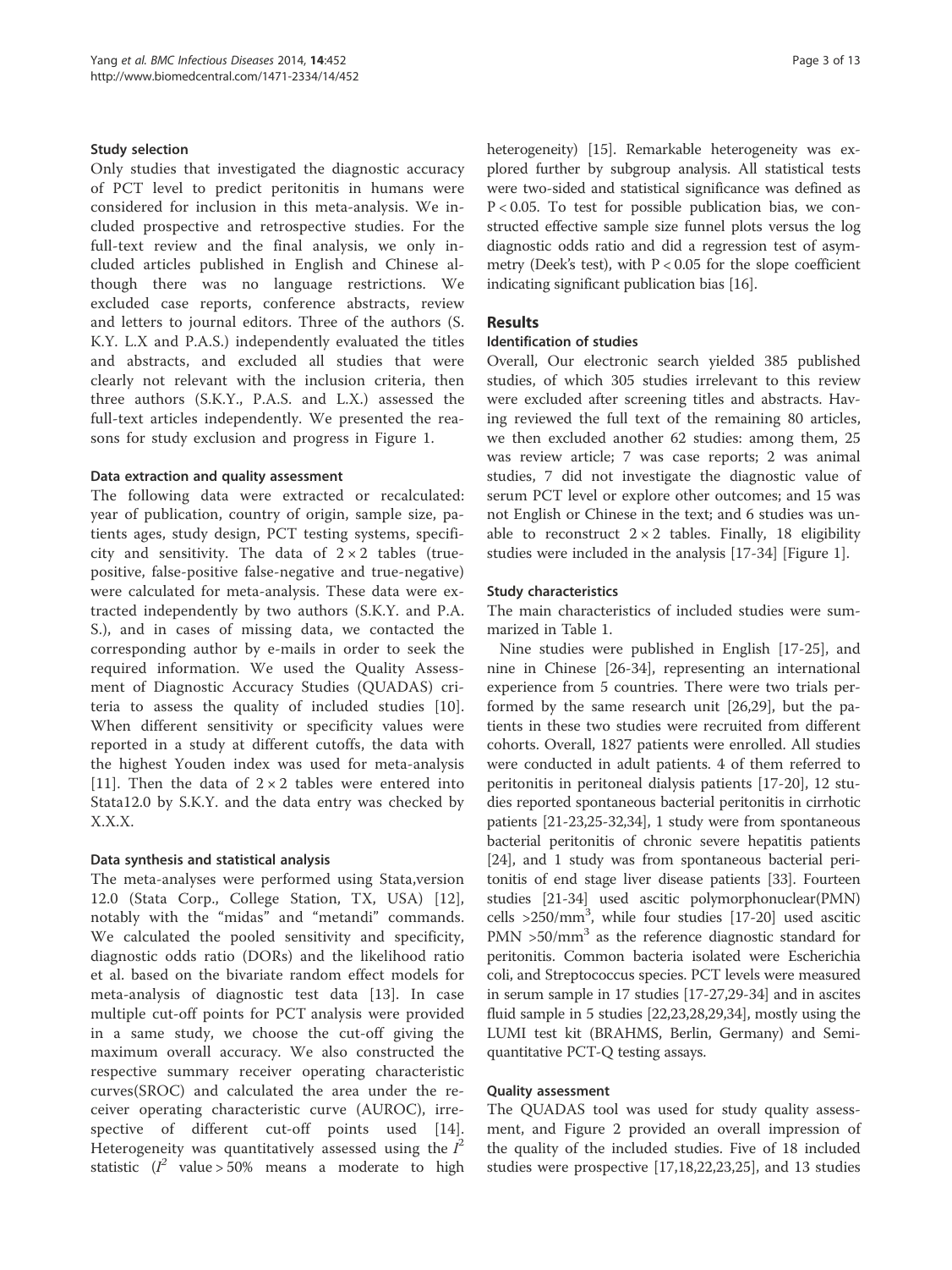### Study selection

Only studies that investigated the diagnostic accuracy of PCT level to predict peritonitis in humans were considered for inclusion in this meta-analysis. We included prospective and retrospective studies. For the full-text review and the final analysis, we only included articles published in English and Chinese although there was no language restrictions. We excluded case reports, conference abstracts, review and letters to journal editors. Three of the authors (S. K.Y. L.X and P.A.S.) independently evaluated the titles and abstracts, and excluded all studies that were clearly not relevant with the inclusion criteria, then three authors (S.K.Y., P.A.S. and L.X.) assessed the full-text articles independently. We presented the reasons for study exclusion and progress in Figure 1.

### Data extraction and quality assessment

The following data were extracted or recalculated: year of publication, country of origin, sample size, patients ages, study design, PCT testing systems, specificity and sensitivity. The data of $2 \times 2$ tables (true-positive, false-positive false-negative and true-negative) were calculated for meta-analysis. These data were extracted independently by two authors (S.K.Y. and P.A. S.), and in cases of missing data, we contacted the corresponding author by e-mails in order to seek the required information. We used the Quality Assessment of Diagnostic Accuracy Studies (QUADAS) criteria to assess the quality of included studies [10]. When different sensitivity or specificity values were reported in a study at different cutoffs, the data with the highest Youden index was used for meta-analysis [11]. Then the data of $2 \times 2$ tables were entered into Stata12.0 by S.K.Y. and the data entry was checked by X.X.X.

### Data synthesis and statistical analysis

The meta-analyses were performed using Stata,version 12.0 (Stata Corp., College Station, TX, USA) [12], notably with the "midas" and "metandi" commands. We calculated the pooled sensitivity and specificity, diagnostic odds ratio (DORs) and the likelihood ratio et al. based on the bivariate random effect models for meta-analysis of diagnostic test data [13]. In case multiple cut-off points for PCT analysis were provided in a same study, we choose the cut-off giving the maximum overall accuracy. We also constructed the respective summary receiver operating characteristic curves(SROC) and calculated the area under the receiver operating characteristic curve (AUROC), irrespective of different cut-off points used [14]. Heterogeneity was quantitatively assessed using the $I^2$ statistic ($I^2$ value > 50% means a moderate to high heterogeneity) [15]. Remarkable heterogeneity was explored further by subgroup analysis. All statistical tests were two-sided and statistical significance was defined as $P < 0.05$. To test for possible publication bias, we constructed effective sample size funnel plots versus the log diagnostic odds ratio and did a regression test of asymmetry (Deek's test), with $P < 0.05$ for the slope coefficient indicating significant publication bias [16].

## Results

### Identification of studies

Overall, Our electronic search yielded 385 published studies, of which 305 studies irrelevant to this review were excluded after screening titles and abstracts. Having reviewed the full text of the remaining 80 articles, we then excluded another 62 studies: among them, 25 was review article; 7 was case reports; 2 was animal studies, 7 did not investigate the diagnostic value of serum PCT level or explore other outcomes; and 15 was not English or Chinese in the text; and 6 studies was unable to reconstruct $2 \times 2$ tables. Finally, 18 eligibility studies were included in the analysis [17-34] [Figure 1].

### Study characteristics

The main characteristics of included studies were summarized in Table 1.

Nine studies were published in English [17-25], and nine in Chinese [26-34], representing an international experience from 5 countries. There were two trials performed by the same research unit [26,29], but the patients in these two studies were recruited from different cohorts. Overall, 1827 patients were enrolled. All studies were conducted in adult patients. 4 of them referred to peritonitis in peritoneal dialysis patients [17-20], 12 studies reported spontaneous bacterial peritonitis in cirrhotic patients [21-23,25-32,34], 1 study were from spontaneous bacterial peritonitis of chronic severe hepatitis patients [24], and 1 study was from spontaneous bacterial peritonitis of end stage liver disease patients [33]. Fourteen studies [21-34] used ascitic polymorphonuclear(PMN) cells >250/mm$^3$, while four studies [17-20] used ascitic PMN >50/mm$^3$ as the reference diagnostic standard for peritonitis. Common bacteria isolated were Escherichia coli, and Streptococcus species. PCT levels were measured in serum sample in 17 studies [17-27,29-34] and in ascites fluid sample in 5 studies [22,23,28,29,34], mostly using the LUMI test kit (BRAHMS, Berlin, Germany) and Semi-quantitative PCT-Q testing assays.

### Quality assessment

The QUADAS tool was used for study quality assessment, and Figure 2 provided an overall impression of the quality of the included studies. Five of 18 included studies were prospective [17,18,22,23,25], and 13 studies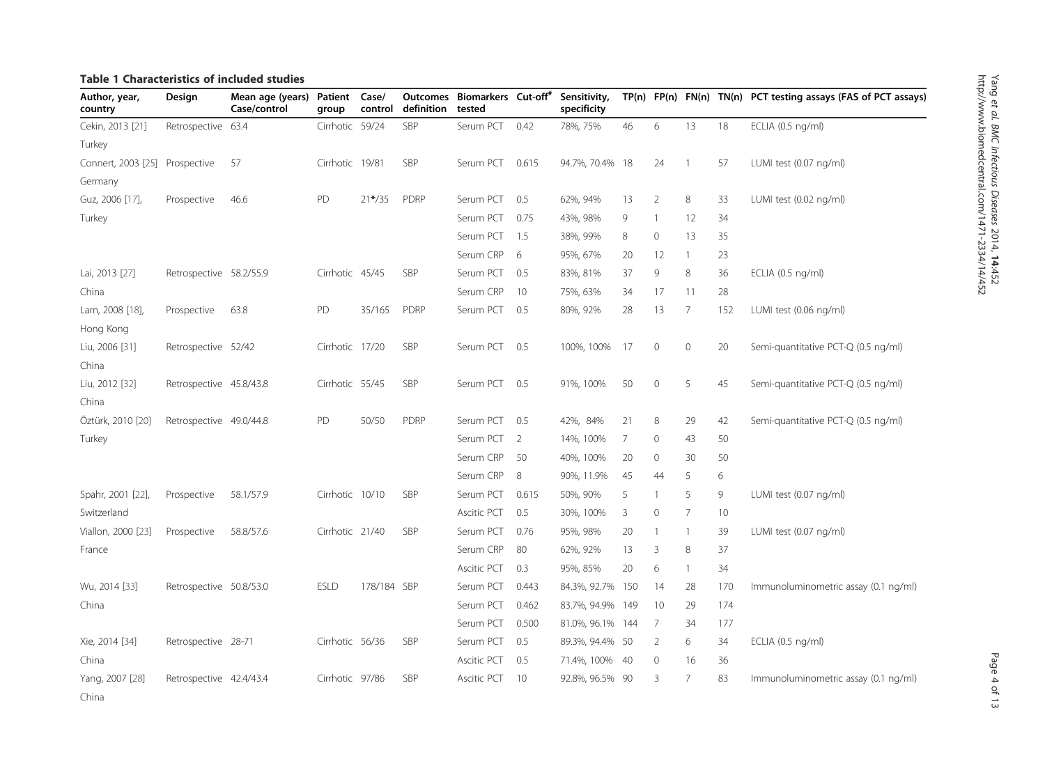**Table 1 Characteristics of included studies**

| Author, year, country | Design | Mean age (years) Case/control | Patient group | Case/ control | Outcomes definition | Biomarkers tested | Cut-off[#] | Sensitivity, specificity | TP(n) | FP(n) | FN(n) | TN(n) | PCT testing assays (FAS of PCT assays) |
|---|---|---|---|---|---|---|---|---|---|---|---|---|---|
| Cekin, 2013 [21] Turkey | Retrospective | 63.4 | Cirrhotic | 59/24 | SBP | Serum PCT | 0.42 | 78%, 75% | 46 | 6 | 13 | 18 | ECLIA (0.5 ng/ml) |
| Connert, 2003 [25] Germany | Prospective | 57 | Cirrhotic | 19/81 | SBP | Serum PCT | 0.615 | 94.7%, 70.4% | 18 | 24 | 1 | 57 | LUMI test (0.07 ng/ml) |
| Guz, 2006 [17], Turkey | Prospective | 46.6 | PD | 21*/35 | PDRP | Serum PCT | 0.5 | 62%, 94% | 13 | 2 | 8 | 33 | LUMI test (0.02 ng/ml) |
| | | | | | | Serum PCT | 0.75 | 43%, 98% | 9 | 1 | 12 | 34 | |
| | | | | | | Serum PCT | 1.5 | 38%, 99% | 8 | 0 | 13 | 35 | |
| | | | | | | Serum CRP | 6 | 95%, 67% | 20 | 12 | 1 | 23 | |
| Lai, 2013 [27] China | Retrospective | 58.2/55.9 | Cirrhotic | 45/45 | SBP | Serum PCT | 0.5 | 83%, 81% | 37 | 9 | 8 | 36 | ECLIA (0.5 ng/ml) |
| | | | | | | Serum CRP | 10 | 75%, 63% | 34 | 17 | 11 | 28 | |
| Lam, 2008 [18], Hong Kong | Prospective | 63.8 | PD | 35/165 | PDRP | Serum PCT | 0.5 | 80%, 92% | 28 | 13 | 7 | 152 | LUMI test (0.06 ng/ml) |
| Liu, 2006 [31] China | Retrospective | 52/42 | Cirrhotic | 17/20 | SBP | Serum PCT | 0.5 | 100%, 100% | 17 | 0 | 0 | 20 | Semi-quantitative PCT-Q (0.5 ng/ml) |
| Liu, 2012 [32] China | Retrospective | 45.8/43.8 | Cirrhotic | 55/45 | SBP | Serum PCT | 0.5 | 91%, 100% | 50 | 0 | 5 | 45 | Semi-quantitative PCT-Q (0.5 ng/ml) |
| Öztürk, 2010 [20] Turkey | Retrospective | 49.0/44.8 | PD | 50/50 | PDRP | Serum PCT | 0.5 | 42%, 84% | 21 | 8 | 29 | 42 | Semi-quantitative PCT-Q (0.5 ng/ml) |
| | | | | | | Serum PCT | 2 | 14%, 100% | 7 | 0 | 43 | 50 | |
| | | | | | | Serum CRP | 50 | 40%, 100% | 20 | 0 | 30 | 50 | |
| | | | | | | Serum CRP | 8 | 90%, 11.9% | 45 | 44 | 5 | 6 | |
| Spahr, 2001 [22], Switzerland | Prospective | 58.1/57.9 | Cirrhotic | 10/10 | SBP | Serum PCT | 0.615 | 50%, 90% | 5 | 1 | 5 | 9 | LUMI test (0.07 ng/ml) |
| | | | | | | Ascitic PCT | 0.5 | 30%, 100% | 3 | 0 | 7 | 10 | |
| Viallon, 2000 [23] France | Prospective | 58.8/57.6 | Cirrhotic | 21/40 | SBP | Serum PCT | 0.76 | 95%, 98% | 20 | 1 | 1 | 39 | LUMI test (0.07 ng/ml) |
| | | | | | | Serum CRP | 80 | 62%, 92% | 13 | 3 | 8 | 37 | |
| | | | | | | Ascitic PCT | 0.3 | 95%, 85% | 20 | 6 | 1 | 34 | |
| Wu, 2014 [33] China | Retrospective | 50.8/53.0 | ESLD | 178/184 | SBP | Serum PCT | 0.443 | 84.3%, 92.7% | 150 | 14 | 28 | 170 | Immunoluminometric assay (0.1 ng/ml) |
| | | | | | | Serum PCT | 0.462 | 83.7%, 94.9% | 149 | 10 | 29 | 174 | |
| | | | | | | Serum PCT | 0.500 | 81.0%, 96.1% | 144 | 7 | 34 | 177 | |
| Xie, 2014 [34] China | Retrospective | 28-71 | Cirrhotic | 56/36 | SBP | Serum PCT | 0.5 | 89.3%, 94.4% | 50 | 2 | 6 | 34 | ECLIA (0.5 ng/ml) |
| | | | | | | Ascitic PCT | 0.5 | 71.4%, 100% | 40 | 0 | 16 | 36 | |
| Yang, 2007 [28] China | Retrospective | 42.4/43.4 | Cirrhotic | 97/86 | SBP | Ascitic PCT | 10 | 92.8%, 96.5% | 90 | 3 | 7 | 83 | Immunoluminometric assay (0.1 ng/ml) |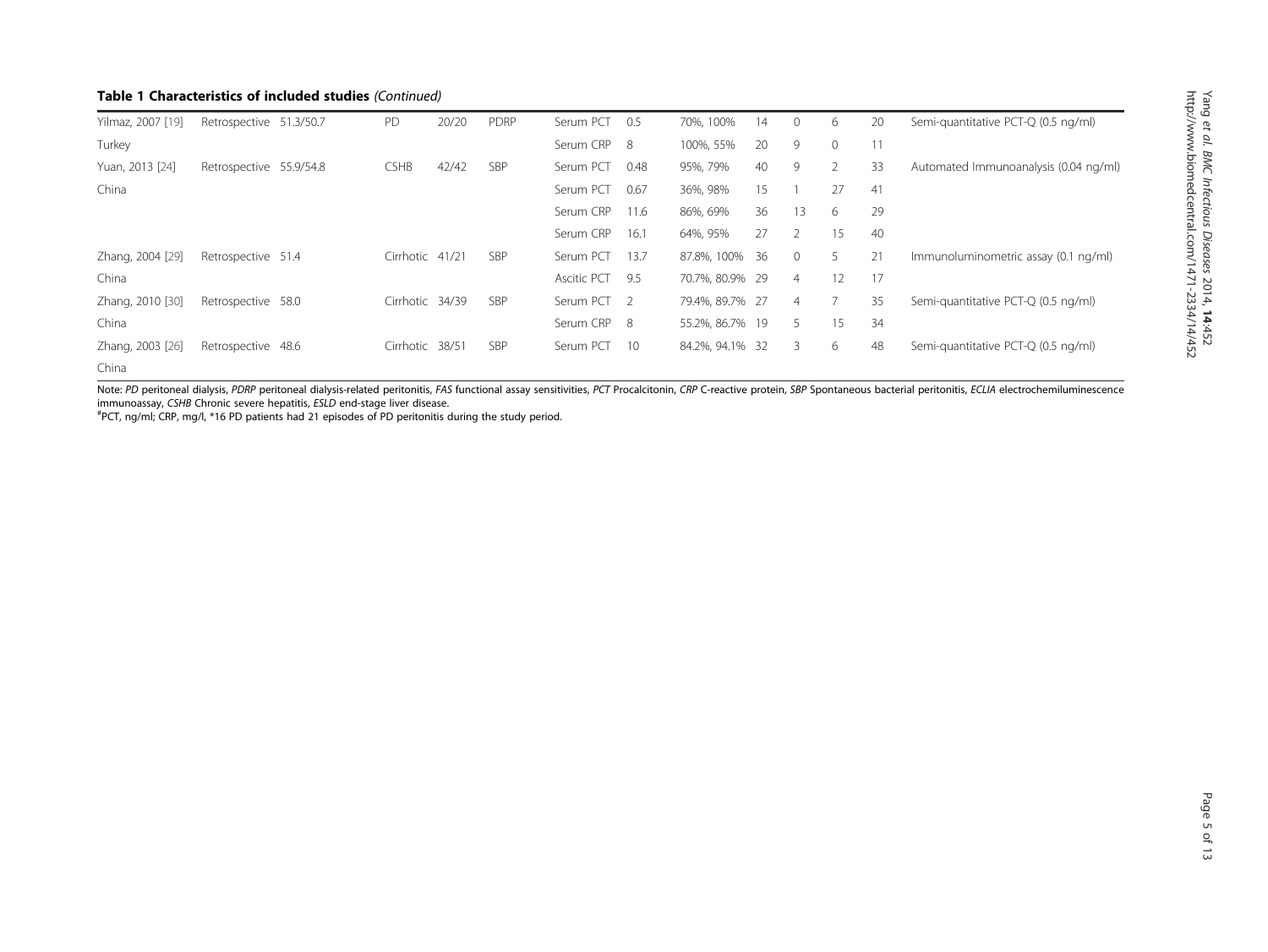**Table 1 Characteristics of included studies** *(Continued)*

| | | | | | | | | | | | | | |
|---|---|---|---|---|---|---|---|---|---|---|---|---|---|
| Yilmaz, 2007 [19] | Retrospective | 51.3/50.7 | PD | 20/20 | PDRP | Serum PCT | 0.5 | 70%, 100% | 14 | 0 | 6 | 20 | Semi-quantitative PCT-Q (0.5 ng/ml) |
| Turkey | | | | | | Serum CRP | 8 | 100%, 55% | 20 | 9 | 0 | 11 | |
| Yuan, 2013 [24] | Retrospective | 55.9/54.8 | CSHB | 42/42 | SBP | Serum PCT | 0.48 | 95%, 79% | 40 | 9 | 2 | 33 | Automated Immunoanalysis (0.04 ng/ml) |
| China | | | | | | Serum PCT | 0.67 | 36%, 98% | 15 | 1 | 27 | 41 | |
| | | | | | | Serum CRP | 11.6 | 86%, 69% | 36 | 13 | 6 | 29 | |
| | | | | | | Serum CRP | 16.1 | 64%, 95% | 27 | 2 | 15 | 40 | |
| Zhang, 2004 [29] | Retrospective | 51.4 | Cirrhotic | 41/21 | SBP | Serum PCT | 13.7 | 87.8%, 100% | 36 | 0 | 5 | 21 | Immunoluminometric assay (0.1 ng/ml) |
| China | | | | | | Ascitic PCT | 9.5 | 70.7%, 80.9% | 29 | 4 | 12 | 17 | |
| Zhang, 2010 [30] | Retrospective | 58.0 | Cirrhotic | 34/39 | SBP | Serum PCT | 2 | 79.4%, 89.7% | 27 | 4 | 7 | 35 | Semi-quantitative PCT-Q (0.5 ng/ml) |
| China | | | | | | Serum CRP | 8 | 55.2%, 86.7% | 19 | 5 | 15 | 34 | |
| Zhang, 2003 [26] | Retrospective | 48.6 | Cirrhotic | 38/51 | SBP | Serum PCT | 10 | 84.2%, 94.1% | 32 | 3 | 6 | 48 | Semi-quantitative PCT-Q (0.5 ng/ml) |
| China | | | | | | | | | | | | | |

Note: *PD* peritoneal dialysis, *PDRP* peritoneal dialysis-related peritonitis, *FAS* functional assay sensitivities, *PCT* Procalcitonin, *CRP* C-reactive protein, *SBP* Spontaneous bacterial peritonitis, *ECLIA* electrochemiluminescence immunoassay, *CSHB* Chronic severe hepatitis, *ESLD* end-stage liver disease.
#PCT, ng/ml; CRP, mg/l, *16 PD patients had 21 episodes of PD peritonitis during the study period.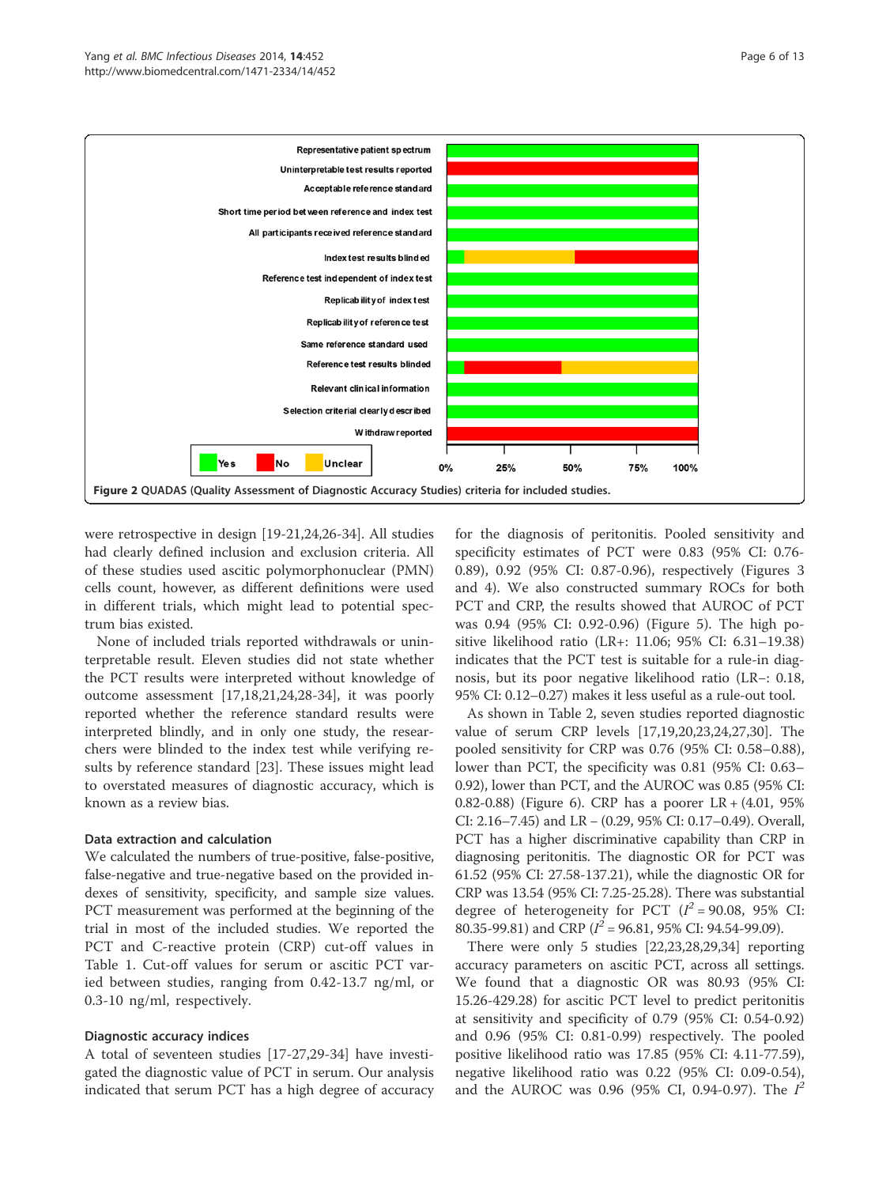Representative patient spectrum
Uninterpretable test results reported
Acceptable reference standard
Short time period between reference and index test
All participants received reference standard
Index test results blinded
Reference test independent of index test
Replicability of index test
Replicability of reference test
Same reference standard used
Reference test results blinded
Relevant clinical information
Selection criterial clearly described
Withdraw reported

Yes No Unclear

0% 25% 50% 75% 100%

**Figure 2** QUADAS (Quality Assessment of Diagnostic Accuracy Studies) criteria for included studies.

were retrospective in design [19-21,24,26-34]. All studies had clearly defined inclusion and exclusion criteria. All of these studies used ascitic polymorphonuclear (PMN) cells count, however, as different definitions were used in different trials, which might lead to potential spectrum bias existed.

None of included trials reported withdrawals or uninterpretable result. Eleven studies did not state whether the PCT results were interpreted without knowledge of outcome assessment [17,18,21,24,28-34], it was poorly reported whether the reference standard results were interpreted blindly, and in only one study, the researchers were blinded to the index test while verifying results by reference standard [23]. These issues might lead to overstated measures of diagnostic accuracy, which is known as a review bias.

### Data extraction and calculation

We calculated the numbers of true-positive, false-positive, false-negative and true-negative based on the provided indexes of sensitivity, specificity, and sample size values. PCT measurement was performed at the beginning of the trial in most of the included studies. We reported the PCT and C-reactive protein (CRP) cut-off values in Table 1. Cut-off values for serum or ascitic PCT varied between studies, ranging from 0.42-13.7 ng/ml, or 0.3-10 ng/ml, respectively.

### Diagnostic accuracy indices

A total of seventeen studies [17-27,29-34] have investigated the diagnostic value of PCT in serum. Our analysis indicated that serum PCT has a high degree of accuracy for the diagnosis of peritonitis. Pooled sensitivity and specificity estimates of PCT were 0.83 (95% CI: 0.76-0.89), 0.92 (95% CI: 0.87-0.96), respectively (Figures 3 and 4). We also constructed summary ROCs for both PCT and CRP, the results showed that AUROC of PCT was 0.94 (95% CI: 0.92-0.96) (Figure 5). The high positive likelihood ratio (LR+: 11.06; 95% CI: 6.31–19.38) indicates that the PCT test is suitable for a rule-in diagnosis, but its poor negative likelihood ratio (LR−: 0.18, 95% CI: 0.12–0.27) makes it less useful as a rule-out tool.

As shown in Table 2, seven studies reported diagnostic value of serum CRP levels [17,19,20,23,24,27,30]. The pooled sensitivity for CRP was 0.76 (95% CI: 0.58–0.88), lower than PCT, the specificity was 0.81 (95% CI: 0.63–0.92), lower than PCT, and the AUROC was 0.85 (95% CI: 0.82-0.88) (Figure 6). CRP has a poorer LR + (4.01, 95% CI: 2.16–7.45) and LR – (0.29, 95% CI: 0.17–0.49). Overall, PCT has a higher discriminative capability than CRP in diagnosing peritonitis. The diagnostic OR for PCT was 61.52 (95% CI: 27.58-137.21), while the diagnostic OR for CRP was 13.54 (95% CI: 7.25-25.28). There was substantial degree of heterogeneity for PCT ($I^2$ = 90.08, 95% CI: 80.35-99.81) and CRP ($I^2$ = 96.81, 95% CI: 94.54-99.09).

There were only 5 studies [22,23,28,29,34] reporting accuracy parameters on ascitic PCT, across all settings. We found that a diagnostic OR was 80.93 (95% CI: 15.26-429.28) for ascitic PCT level to predict peritonitis at sensitivity and specificity of 0.79 (95% CI: 0.54-0.92) and 0.96 (95% CI: 0.81-0.99) respectively. The pooled positive likelihood ratio was 17.85 (95% CI: 4.11-77.59), negative likelihood ratio was 0.22 (95% CI: 0.09-0.54), and the AUROC was 0.96 (95% CI, 0.94-0.97). The $I^2$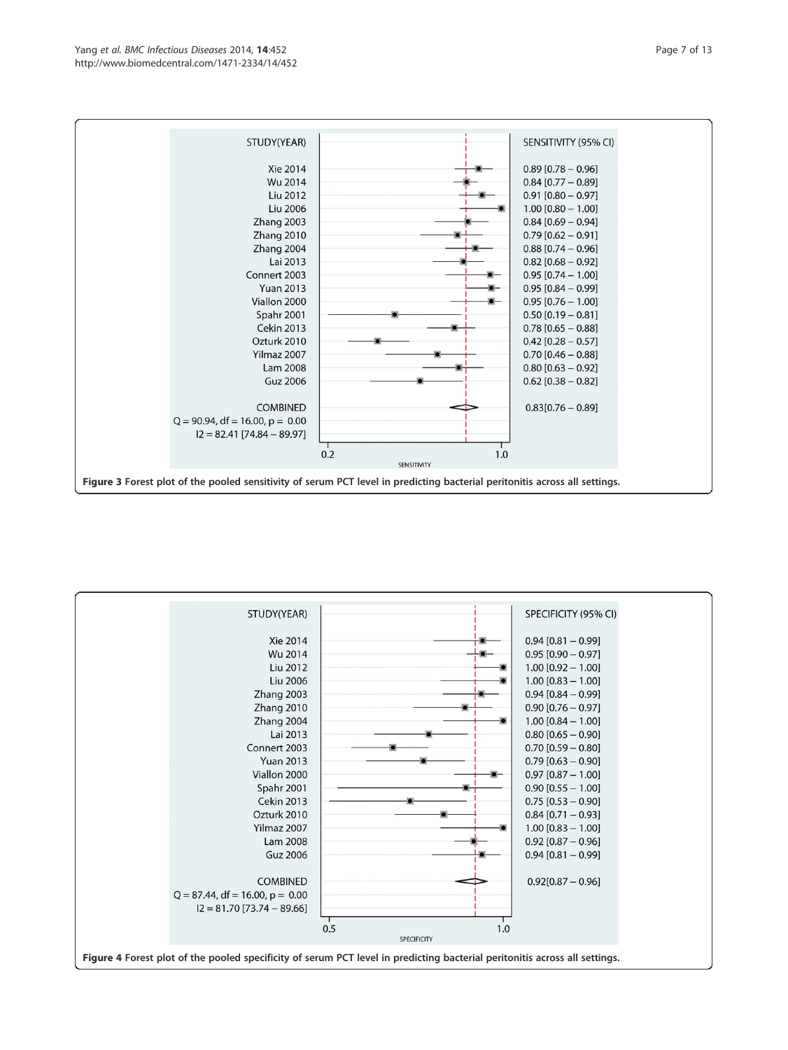STUDY(YEAR)

SENSITIVITY (95% CI)

Xie 2014 0.89 [0.78 – 0.96]
Wu 2014 0.84 [0.77 – 0.89]
Liu 2012 0.91 [0.80 – 0.97]
Liu 2006 1.00 [0.80 – 1.00]
Zhang 2003 0.84 [0.69 – 0.94]
Zhang 2010 0.79 [0.62 – 0.91]
Zhang 2004 0.88 [0.74 – 0.96]
Lai 2013 0.82 [0.68 – 0.92]
Connert 2003 0.95 [0.74 – 1.00]
Yuan 2013 0.95 [0.84 – 0.99]
Viallon 2000 0.95 [0.76 – 1.00]
Spahr 2001 0.50 [0.19 – 0.81]
Cekin 2013 0.78 [0.65 – 0.88]
Ozturk 2010 0.42 [0.28 – 0.57]
Yilmaz 2007 0.70 [0.46 – 0.88]
Lam 2008 0.80 [0.63 – 0.92]
Guz 2006 0.62 [0.38 – 0.82]

COMBINED 0.83[0.76 – 0.89]

Q = 90.94, df = 16.00, p = 0.00
I2 = 82.41 [74.84 – 89.97]

0.2 1.0

SENSITIVITY

**Figure 3** **Forest plot of the pooled sensitivity of serum PCT level in predicting bacterial peritonitis across all settings.**

STUDY(YEAR)

SPECIFICITY (95% CI)

Xie 2014 0.94 [0.81 – 0.99]
Wu 2014 0.95 [0.90 – 0.97]
Liu 2012 1.00 [0.92 – 1.00]
Liu 2006 1.00 [0.83 – 1.00]
Zhang 2003 0.94 [0.84 – 0.99]
Zhang 2010 0.90 [0.76 – 0.97]
Zhang 2004 1.00 [0.84 – 1.00]
Lai 2013 0.80 [0.65 – 0.90]
Connert 2003 0.70 [0.59 – 0.80]
Yuan 2013 0.79 [0.63 – 0.90]
Viallon 2000 0.97 [0.87 – 1.00]
Spahr 2001 0.90 [0.55 – 1.00]
Cekin 2013 0.75 [0.53 – 0.90]
Ozturk 2010 0.84 [0.71 – 0.93]
Yilmaz 2007 1.00 [0.83 – 1.00]
Lam 2008 0.92 [0.87 – 0.96]
Guz 2006 0.94 [0.81 – 0.99]

COMBINED 0.92[0.87 – 0.96]

Q = 87.44, df = 16.00, p = 0.00
I2 = 81.70 [73.74 – 89.66]

0.5 1.0

SPECIFICITY

**Figure 4** **Forest plot of the pooled specificity of serum PCT level in predicting bacterial peritonitis across all settings.**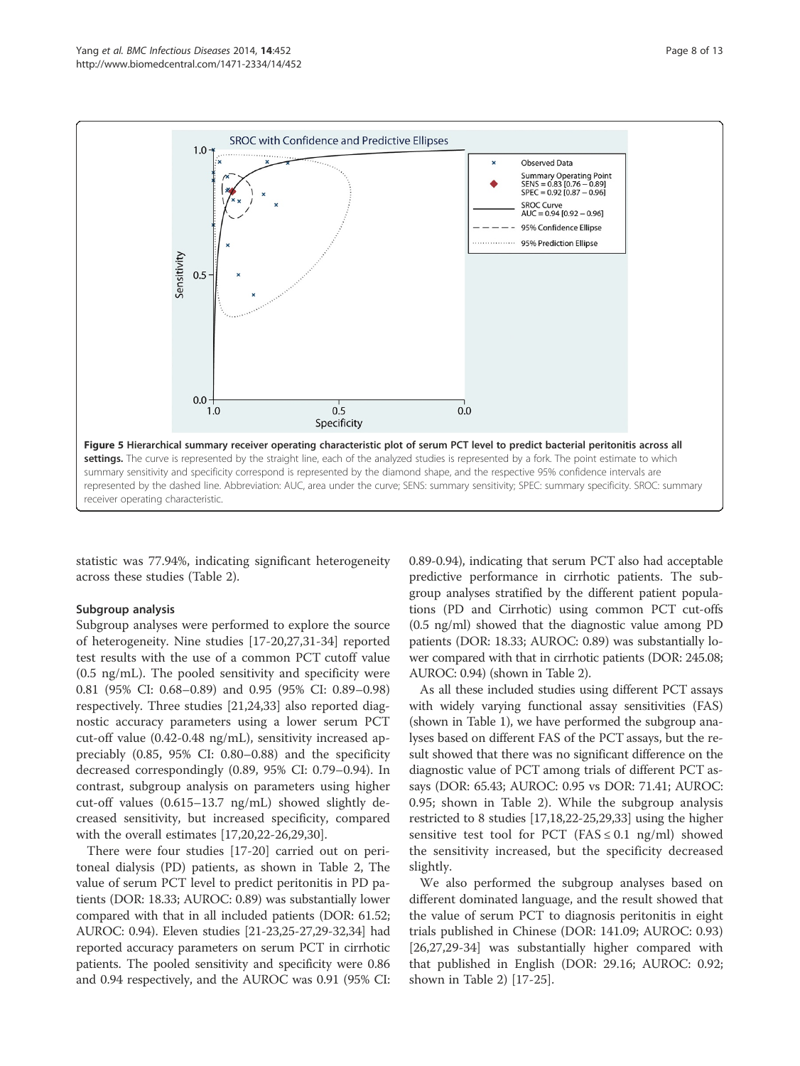SROC with Confidence and Predictive Ellipses

1.0

0.5

0.0

Sensitivity

1.0

0.5

0.0

Specificity

Observed Data

Summary Operating Point
SENS = 0.83 [0.76 – 0.89]
SPEC = 0.92 [0.87 – 0.96]

SROC Curve
AUC = 0.94 [0.92 – 0.96]

95% Confidence Ellipse

95% Prediction Ellipse

**Figure 5 Hierarchical summary receiver operating characteristic plot of serum PCT level to predict bacterial peritonitis across all settings.** The curve is represented by the straight line, each of the analyzed studies is represented by a fork. The point estimate to which summary sensitivity and specificity correspond is represented by the diamond shape, and the respective 95% confidence intervals are represented by the dashed line. Abbreviation: AUC, area under the curve; SENS: summary sensitivity; SPEC: summary specificity. SROC: summary receiver operating characteristic.

statistic was 77.94%, indicating significant heterogeneity across these studies (Table 2).

### Subgroup analysis

Subgroup analyses were performed to explore the source of heterogeneity. Nine studies [17-20,27,31-34] reported test results with the use of a common PCT cutoff value (0.5 ng/mL). The pooled sensitivity and specificity were 0.81 (95% CI: 0.68–0.89) and 0.95 (95% CI: 0.89–0.98) respectively. Three studies [21,24,33] also reported diagnostic accuracy parameters using a lower serum PCT cut-off value (0.42-0.48 ng/mL), sensitivity increased appreciably (0.85, 95% CI: 0.80–0.88) and the specificity decreased correspondingly (0.89, 95% CI: 0.79–0.94). In contrast, subgroup analysis on parameters using higher cut-off values (0.615–13.7 ng/mL) showed slightly decreased sensitivity, but increased specificity, compared with the overall estimates [17,20,22-26,29,30].

There were four studies [17-20] carried out on peritoneal dialysis (PD) patients, as shown in Table 2, The value of serum PCT level to predict peritonitis in PD patients (DOR: 18.33; AUROC: 0.89) was substantially lower compared with that in all included patients (DOR: 61.52; AUROC: 0.94). Eleven studies [21-23,25-27,29-32,34] had reported accuracy parameters on serum PCT in cirrhotic patients. The pooled sensitivity and specificity were 0.86 and 0.94 respectively, and the AUROC was 0.91 (95% CI: 0.89-0.94), indicating that serum PCT also had acceptable predictive performance in cirrhotic patients. The subgroup analyses stratified by the different patient populations (PD and Cirrhotic) using common PCT cut-offs (0.5 ng/ml) showed that the diagnostic value among PD patients (DOR: 18.33; AUROC: 0.89) was substantially lower compared with that in cirrhotic patients (DOR: 245.08; AUROC: 0.94) (shown in Table 2).

As all these included studies using different PCT assays with widely varying functional assay sensitivities (FAS) (shown in Table 1), we have performed the subgroup analyses based on different FAS of the PCT assays, but the result showed that there was no significant difference on the diagnostic value of PCT among trials of different PCT assays (DOR: 65.43; AUROC: 0.95 vs DOR: 71.41; AUROC: 0.95; shown in Table 2). While the subgroup analysis restricted to 8 studies [17,18,22-25,29,33] using the higher sensitive test tool for PCT (FAS ≤ 0.1 ng/ml) showed the sensitivity increased, but the specificity decreased slightly.

We also performed the subgroup analyses based on different dominated language, and the result showed that the value of serum PCT to diagnosis peritonitis in eight trials published in Chinese (DOR: 141.09; AUROC: 0.93) [26,27,29-34] was substantially higher compared with that published in English (DOR: 29.16; AUROC: 0.92; shown in Table 2) [17-25].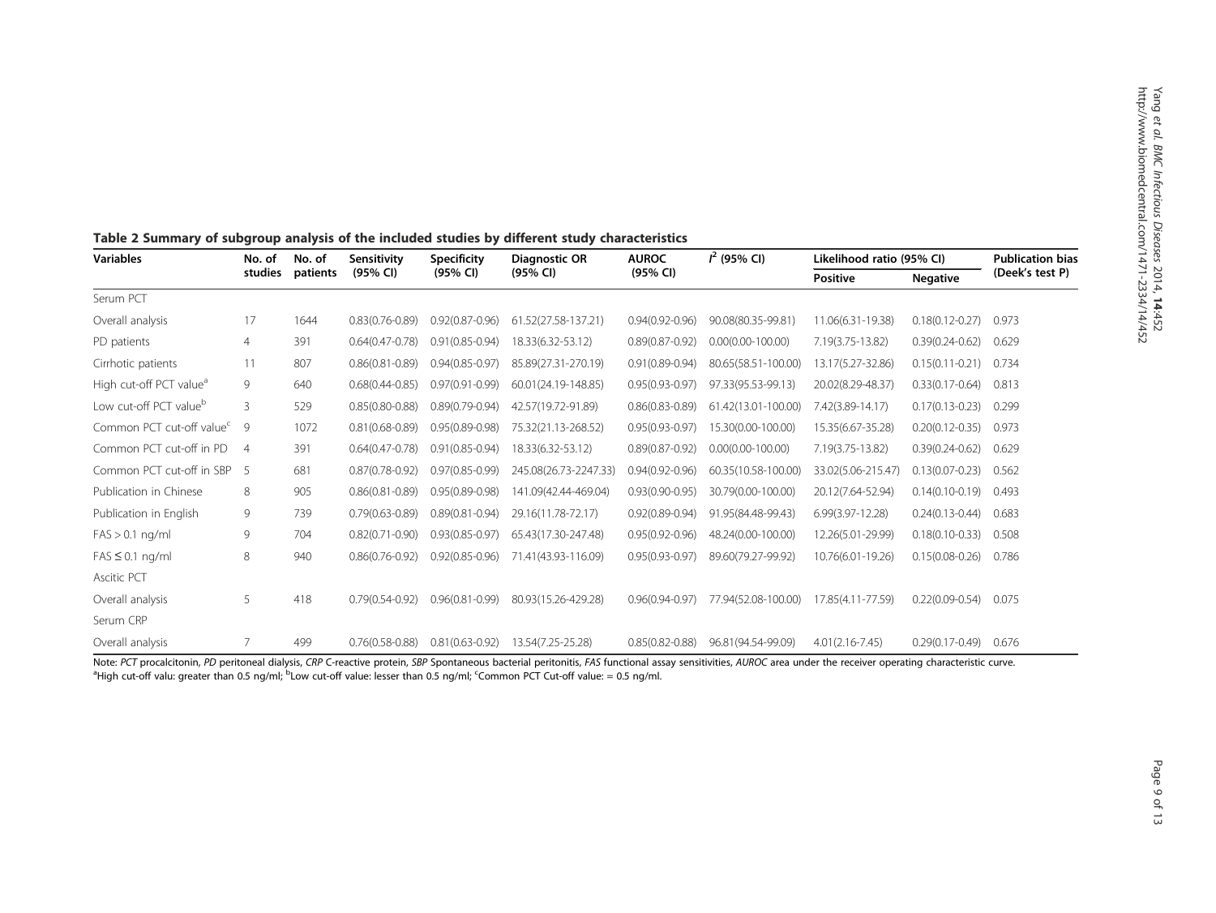**Table 2 Summary of subgroup analysis of the included studies by different study characteristics**

| Variables | No. of studies | No. of patients | Sensitivity (95% CI) | Specificity (95% CI) | Diagnostic OR (95% CI) | AUROC (95% CI) | $I^2$ (95% CI) | Likelihood ratio (95% CI) | | Publication bias (Deek's test P) |
|---|---|---|---|---|---|---|---|---|---|---|
| | | | | | | | | Positive | Negative | |
| Serum PCT | | | | | | | | | | |
| Overall analysis | 17 | 1644 | 0.83(0.76-0.89) | 0.92(0.87-0.96) | 61.52(27.58-137.21) | 0.94(0.92-0.96) | 90.08(80.35-99.81) | 11.06(6.31-19.38) | 0.18(0.12-0.27) | 0.973 |
| PD patients | 4 | 391 | 0.64(0.47-0.78) | 0.91(0.85-0.94) | 18.33(6.32-53.12) | 0.89(0.87-0.92) | 0.00(0.00-100.00) | 7.19(3.75-13.82) | 0.39(0.24-0.62) | 0.629 |
| Cirrhotic patients | 11 | 807 | 0.86(0.81-0.89) | 0.94(0.85-0.97) | 85.89(27.31-270.19) | 0.91(0.89-0.94) | 80.65(58.51-100.00) | 13.17(5.27-32.86) | 0.15(0.11-0.21) | 0.734 |
| High cut-off PCT value[a] | 9 | 640 | 0.68(0.44-0.85) | 0.97(0.91-0.99) | 60.01(24.19-148.85) | 0.95(0.93-0.97) | 97.33(95.53-99.13) | 20.02(8.29-48.37) | 0.33(0.17-0.64) | 0.813 |
| Low cut-off PCT value[b] | 3 | 529 | 0.85(0.80-0.88) | 0.89(0.79-0.94) | 42.57(19.72-91.89) | 0.86(0.83-0.89) | 61.42(13.01-100.00) | 7.42(3.89-14.17) | 0.17(0.13-0.23) | 0.299 |
| Common PCT cut-off value[c] | 9 | 1072 | 0.81(0.68-0.89) | 0.95(0.89-0.98) | 75.32(21.13-268.52) | 0.95(0.93-0.97) | 15.30(0.00-100.00) | 15.35(6.67-35.28) | 0.20(0.12-0.35) | 0.973 |
| Common PCT cut-off in PD | 4 | 391 | 0.64(0.47-0.78) | 0.91(0.85-0.94) | 18.33(6.32-53.12) | 0.89(0.87-0.92) | 0.00(0.00-100.00) | 7.19(3.75-13.82) | 0.39(0.24-0.62) | 0.629 |
| Common PCT cut-off in SBP | 5 | 681 | 0.87(0.78-0.92) | 0.97(0.85-0.99) | 245.08(26.73-2247.33) | 0.94(0.92-0.96) | 60.35(10.58-100.00) | 33.02(5.06-215.47) | 0.13(0.07-0.23) | 0.562 |
| Publication in Chinese | 8 | 905 | 0.86(0.81-0.89) | 0.95(0.89-0.98) | 141.09(42.44-469.04) | 0.93(0.90-0.95) | 30.79(0.00-100.00) | 20.12(7.64-52.94) | 0.14(0.10-0.19) | 0.493 |
| Publication in English | 9 | 739 | 0.79(0.63-0.89) | 0.89(0.81-0.94) | 29.16(11.78-72.17) | 0.92(0.89-0.94) | 91.95(84.48-99.43) | 6.99(3.97-12.28) | 0.24(0.13-0.44) | 0.683 |
| FAS > 0.1 ng/ml | 9 | 704 | 0.82(0.71-0.90) | 0.93(0.85-0.97) | 65.43(17.30-247.48) | 0.95(0.92-0.96) | 48.24(0.00-100.00) | 12.26(5.01-29.99) | 0.18(0.10-0.33) | 0.508 |
| FAS ≤ 0.1 ng/ml | 8 | 940 | 0.86(0.76-0.92) | 0.92(0.85-0.96) | 71.41(43.93-116.09) | 0.95(0.93-0.97) | 89.60(79.27-99.92) | 10.76(6.01-19.26) | 0.15(0.08-0.26) | 0.786 |
| Ascitic PCT | | | | | | | | | | |
| Overall analysis | 5 | 418 | 0.79(0.54-0.92) | 0.96(0.81-0.99) | 80.93(15.26-429.28) | 0.96(0.94-0.97) | 77.94(52.08-100.00) | 17.85(4.11-77.59) | 0.22(0.09-0.54) | 0.075 |
| Serum CRP | | | | | | | | | | |
| Overall analysis | 7 | 499 | 0.76(0.58-0.88) | 0.81(0.63-0.92) | 13.54(7.25-25.28) | 0.85(0.82-0.88) | 96.81(94.54-99.09) | 4.01(2.16-7.45) | 0.29(0.17-0.49) | 0.676 |

Note: *PCT* procalcitonin, *PD* peritoneal dialysis, *CRP* C-reactive protein, *SBP* Spontaneous bacterial peritonitis, *FAS* functional assay sensitivities, *AUROC* area under the receiver operating characteristic curve.
[a]High cut-off valu: greater than 0.5 ng/ml; [b]Low cut-off value: lesser than 0.5 ng/ml; [c]Common PCT Cut-off value: = 0.5 ng/ml.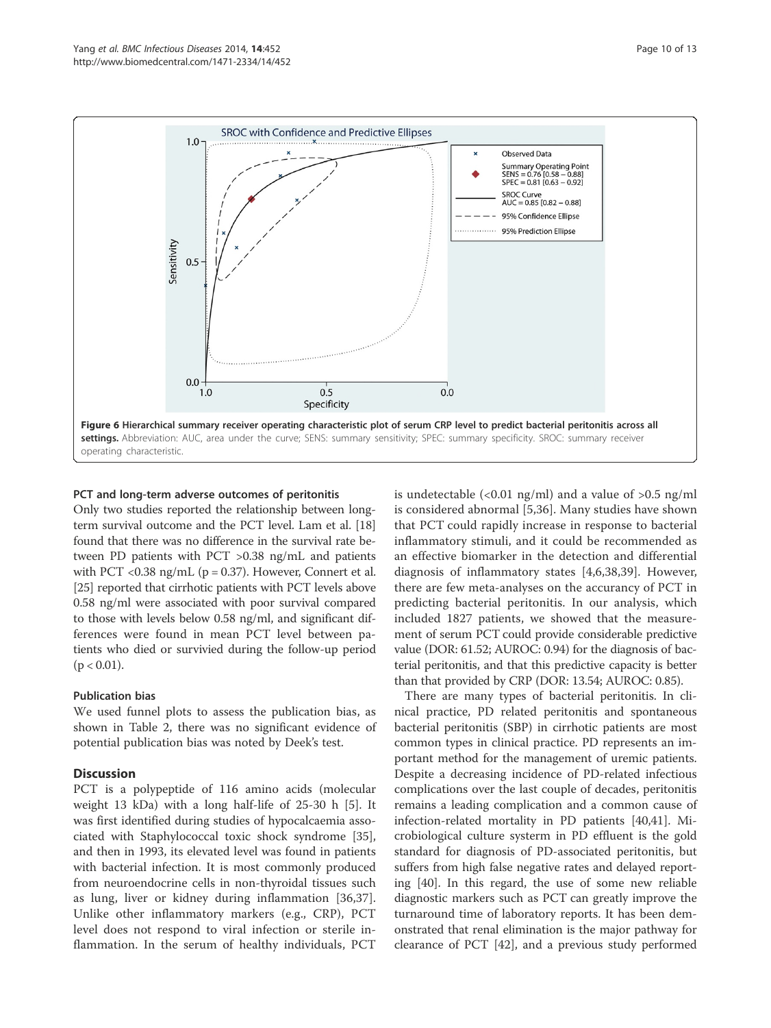SROC with Confidence and Predictive Ellipses

Sensitivity

Specificity

1.0

0.5

0.0

1.0

0.5

0.0

Observed Data

Summary Operating Point
SENS = 0.76 [0.58 – 0.88]
SPEC = 0.81 [0.63 – 0.92]

SROC Curve
AUC = 0.85 [0.82 – 0.88]

95% Confidence Ellipse

95% Prediction Ellipse

**Figure 6 Hierarchical summary receiver operating characteristic plot of serum CRP level to predict bacterial peritonitis across all settings.** Abbreviation: AUC, area under the curve; SENS: summary sensitivity; SPEC: summary specificity. SROC: summary receiver operating characteristic.

### PCT and long-term adverse outcomes of peritonitis

Only two studies reported the relationship between long-term survival outcome and the PCT level. Lam et al. [18] found that there was no difference in the survival rate between PD patients with PCT >0.38 ng/mL and patients with PCT <0.38 ng/mL ($p = 0.37$). However, Connert et al. [25] reported that cirrhotic patients with PCT levels above 0.58 ng/ml were associated with poor survival compared to those with levels below 0.58 ng/ml, and significant differences were found in mean PCT level between patients who died or survivied during the follow-up period ($p < 0.01$).

### Publication bias

We used funnel plots to assess the publication bias, as shown in Table 2, there was no significant evidence of potential publication bias was noted by Deek's test.

## Discussion

PCT is a polypeptide of 116 amino acids (molecular weight 13 kDa) with a long half-life of 25-30 h [5]. It was first identified during studies of hypocalcaemia associated with Staphylococcal toxic shock syndrome [35], and then in 1993, its elevated level was found in patients with bacterial infection. It is most commonly produced from neuroendocrine cells in non-thyroidal tissues such as lung, liver or kidney during inflammation [36,37]. Unlike other inflammatory markers (e.g., CRP), PCT level does not respond to viral infection or sterile inflammation. In the serum of healthy individuals, PCT is undetectable (<0.01 ng/ml) and a value of >0.5 ng/ml is considered abnormal [5,36]. Many studies have shown that PCT could rapidly increase in response to bacterial inflammatory stimuli, and it could be recommended as an effective biomarker in the detection and differential diagnosis of inflammatory states [4,6,38,39]. However, there are few meta-analyses on the accurancy of PCT in predicting bacterial peritonitis. In our analysis, which included 1827 patients, we showed that the measurement of serum PCT could provide considerable predictive value (DOR: 61.52; AUROC: 0.94) for the diagnosis of bacterial peritonitis, and that this predictive capacity is better than that provided by CRP (DOR: 13.54; AUROC: 0.85).

There are many types of bacterial peritonitis. In clinical practice, PD related peritonitis and spontaneous bacterial peritonitis (SBP) in cirrhotic patients are most common types in clinical practice. PD represents an important method for the management of uremic patients. Despite a decreasing incidence of PD-related infectious complications over the last couple of decades, peritonitis remains a leading complication and a common cause of infection-related mortality in PD patients [40,41]. Microbiological culture systerm in PD effluent is the gold standard for diagnosis of PD-associated peritonitis, but suffers from high false negative rates and delayed reporting [40]. In this regard, the use of some new reliable diagnostic markers such as PCT can greatly improve the turnaround time of laboratory reports. It has been demonstrated that renal elimination is the major pathway for clearance of PCT [42], and a previous study performed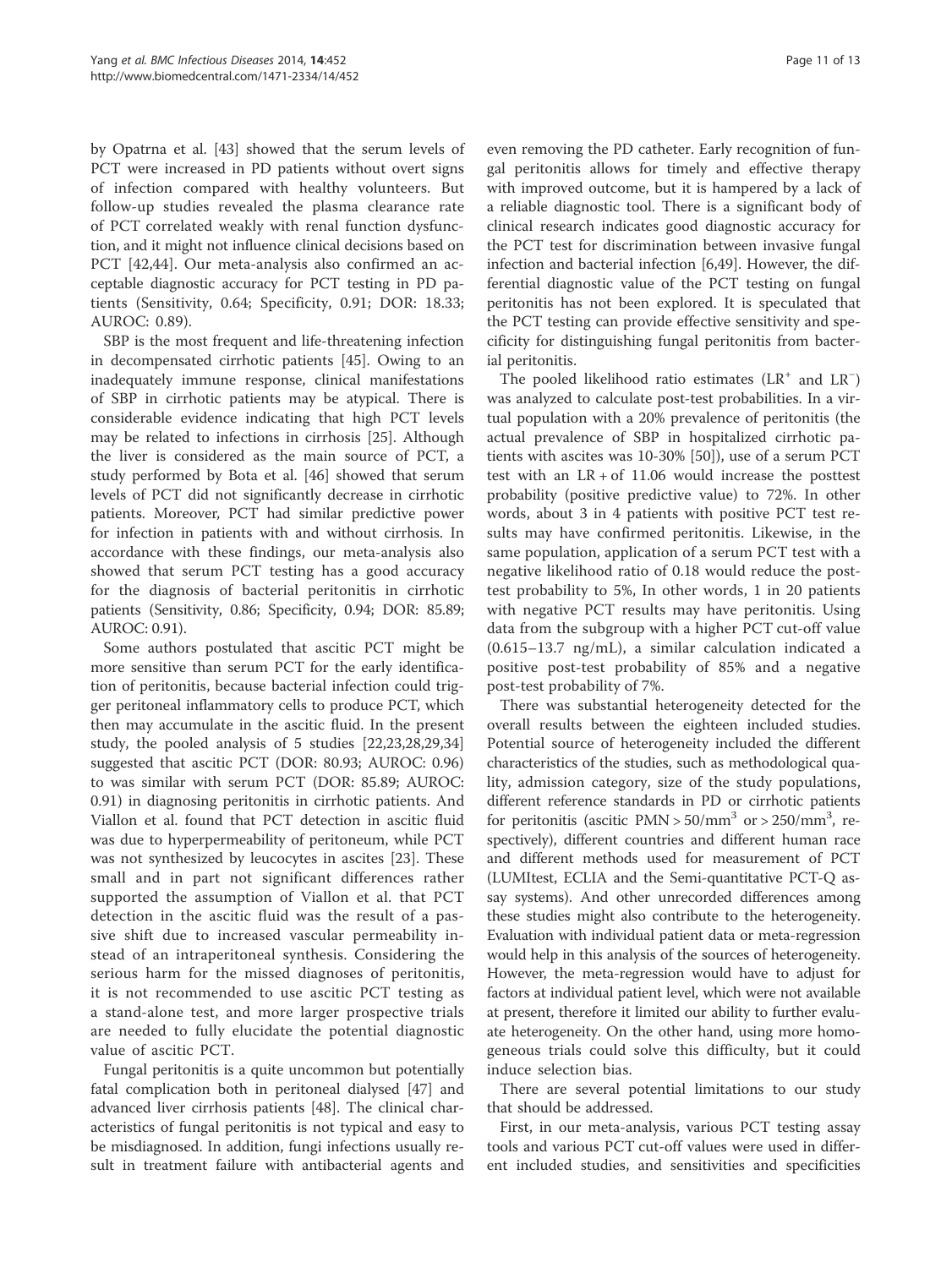by Opatrna et al. [43] showed that the serum levels of PCT were increased in PD patients without overt signs of infection compared with healthy volunteers. But follow-up studies revealed the plasma clearance rate of PCT correlated weakly with renal function dysfunction, and it might not influence clinical decisions based on PCT [42,44]. Our meta-analysis also confirmed an acceptable diagnostic accuracy for PCT testing in PD patients (Sensitivity, 0.64; Specificity, 0.91; DOR: 18.33; AUROC: 0.89).

SBP is the most frequent and life-threatening infection in decompensated cirrhotic patients [45]. Owing to an inadequately immune response, clinical manifestations of SBP in cirrhotic patients may be atypical. There is considerable evidence indicating that high PCT levels may be related to infections in cirrhosis [25]. Although the liver is considered as the main source of PCT, a study performed by Bota et al. [46] showed that serum levels of PCT did not significantly decrease in cirrhotic patients. Moreover, PCT had similar predictive power for infection in patients with and without cirrhosis. In accordance with these findings, our meta-analysis also showed that serum PCT testing has a good accuracy for the diagnosis of bacterial peritonitis in cirrhotic patients (Sensitivity, 0.86; Specificity, 0.94; DOR: 85.89; AUROC: 0.91).

Some authors postulated that ascitic PCT might be more sensitive than serum PCT for the early identification of peritonitis, because bacterial infection could trigger peritoneal inflammatory cells to produce PCT, which then may accumulate in the ascitic fluid. In the present study, the pooled analysis of 5 studies [22,23,28,29,34] suggested that ascitic PCT (DOR: 80.93; AUROC: 0.96) to was similar with serum PCT (DOR: 85.89; AUROC: 0.91) in diagnosing peritonitis in cirrhotic patients. And Viallon et al. found that PCT detection in ascitic fluid was due to hyperpermeability of peritoneum, while PCT was not synthesized by leucocytes in ascites [23]. These small and in part not significant differences rather supported the assumption of Viallon et al. that PCT detection in the ascitic fluid was the result of a passive shift due to increased vascular permeability instead of an intraperitoneal synthesis. Considering the serious harm for the missed diagnoses of peritonitis, it is not recommended to use ascitic PCT testing as a stand-alone test, and more larger prospective trials are needed to fully elucidate the potential diagnostic value of ascitic PCT.

Fungal peritonitis is a quite uncommon but potentially fatal complication both in peritoneal dialysed [47] and advanced liver cirrhosis patients [48]. The clinical characteristics of fungal peritonitis is not typical and easy to be misdiagnosed. In addition, fungi infections usually result in treatment failure with antibacterial agents and even removing the PD catheter. Early recognition of fungal peritonitis allows for timely and effective therapy with improved outcome, but it is hampered by a lack of a reliable diagnostic tool. There is a significant body of clinical research indicates good diagnostic accuracy for the PCT test for discrimination between invasive fungal infection and bacterial infection [6,49]. However, the differential diagnostic value of the PCT testing on fungal peritonitis has not been explored. It is speculated that the PCT testing can provide effective sensitivity and specificity for distinguishing fungal peritonitis from bacterial peritonitis.

The pooled likelihood ratio estimates ($LR^+$ and $LR^-$) was analyzed to calculate post-test probabilities. In a virtual population with a 20% prevalence of peritonitis (the actual prevalence of SBP in hospitalized cirrhotic patients with ascites was 10-30% [50]), use of a serum PCT test with an LR + of 11.06 would increase the posttest probability (positive predictive value) to 72%. In other words, about 3 in 4 patients with positive PCT test results may have confirmed peritonitis. Likewise, in the same population, application of a serum PCT test with a negative likelihood ratio of 0.18 would reduce the posttest probability to 5%, In other words, 1 in 20 patients with negative PCT results may have peritonitis. Using data from the subgroup with a higher PCT cut-off value (0.615–13.7 ng/mL), a similar calculation indicated a positive post-test probability of 85% and a negative post-test probability of 7%.

There was substantial heterogeneity detected for the overall results between the eighteen included studies. Potential source of heterogeneity included the different characteristics of the studies, such as methodological quality, admission category, size of the study populations, different reference standards in PD or cirrhotic patients for peritonitis (ascitic PMN > 50/$mm^3$ or > 250/$mm^3$, respectively), different countries and different human race and different methods used for measurement of PCT (LUMItest, ECLIA and the Semi-quantitative PCT-Q assay systems). And other unrecorded differences among these studies might also contribute to the heterogeneity. Evaluation with individual patient data or meta-regression would help in this analysis of the sources of heterogeneity. However, the meta-regression would have to adjust for factors at individual patient level, which were not available at present, therefore it limited our ability to further evaluate heterogeneity. On the other hand, using more homogeneous trials could solve this difficulty, but it could induce selection bias.

There are several potential limitations to our study that should be addressed.

First, in our meta-analysis, various PCT testing assay tools and various PCT cut-off values were used in different included studies, and sensitivities and specificities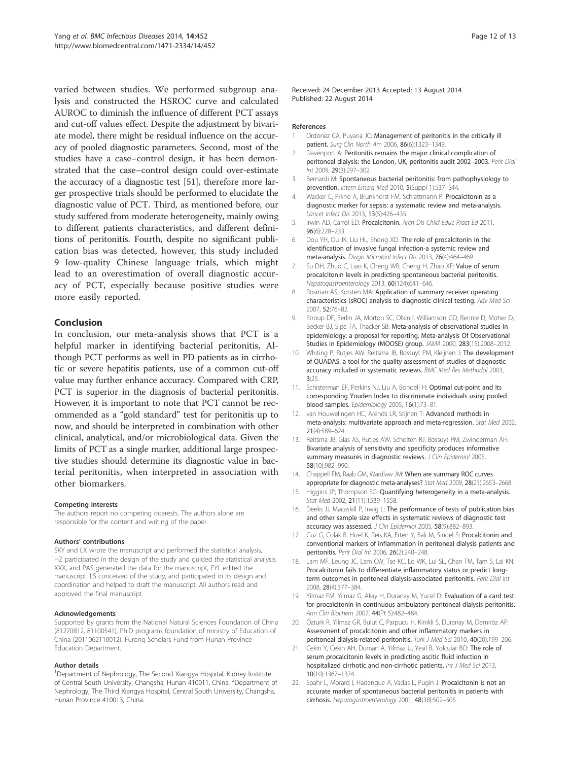varied between studies. We performed subgroup analysis and constructed the HSROC curve and calculated AUROC to diminish the influence of different PCT assays and cut-off values effect. Despite the adjustment by bivariate model, there might be residual influence on the accuracy of pooled diagnostic parameters. Second, most of the studies have a case–control design, it has been demonstrated that the case–control design could over-estimate the accuracy of a diagnostic test [51], therefore more larger prospective trials should be performed to elucidate the diagnostic value of PCT. Third, as mentioned before, our study suffered from moderate heterogeneity, mainly owing to different patients characteristics, and different definitions of peritonitis. Fourth, despite no significant publication bias was detected, however, this study included 9 low-quality Chinese language trials, which might lead to an overestimation of overall diagnostic accuracy of PCT, especially because positive studies were more easily reported.

## Conclusion

In conclusion, our meta-analysis shows that PCT is a helpful marker in identifying bacterial peritonitis, Although PCT performs as well in PD patients as in cirrhotic or severe hepatitis patients, use of a common cut-off value may further enhance accuracy. Compared with CRP, PCT is superior in the diagnosis of bacterial peritonitis. However, it is important to note that PCT cannot be recommended as a "gold standard" test for peritonitis up to now, and should be interpreted in combination with other clinical, analytical, and/or microbiological data. Given the limits of PCT as a single marker, additional large prospective studies should determine its diagnostic value in bacterial peritonitis, when interpreted in association with other biomarkers.

#### Competing interests

The authors report no competing interests. The authors alone are responsible for the content and writing of the paper.

#### Authors' contributions

SKY and LX wrote the manuscript and performed the statistical analysis, HZ participated in the design of the study and guided the statistical analysis, XXX, and PAS generated the data for the manuscript, FYL edited the manuscript, LS conceived of the study, and participated in its design and coordination and helped to draft the manuscript. All authors read and approved the final manuscript.

#### Acknowledgements

Supported by grants from the National Natural Sciences Foundation of China (81270812, 81100541), Ph.D programs foundation of ministry of Education of China (2011062110012). Furong Scholars Fund from Hunan Province Education Department.

#### Author details

[1]Department of Nephrology, The Second Xiangya Hospital, Kidney Institute of Central South University, Changsha, Hunan 410011, China. [2]Department of Nephrology, The Third Xiangya Hospital, Central South University, Changsha, Hunan Province 410013, China.

Received: 24 December 2013 Accepted: 13 August 2014
Published: 22 August 2014

#### References

1. Ordonez CA, Puyana JC: **Management of peritonitis in the critically ill patient.** *Surg Clin North Am* 2006, **86**(6):1323–1349.
2. Davenport A: **Peritonitis remains the major clinical complication of peritoneal dialysis: the London, UK, peritonitis audit 2002–2003.** *Perit Dial Int* 2009, **29**(3):297–302.
3. Bernardi M: **Spontaneous bacterial peritonitis: from pathophysiology to prevention.** *Intern Emerg Med* 2010, **5**(Suppl 1):S37–S44.
4. Wacker C, Prkno A, Brunkhorst FM, Schlattmann P: **Procalcitonin as a diagnostic marker for sepsis: a systematic review and meta-analysis.** *Lancet Infect Dis* 2013, **13**(5):426–435.
5. Irwin AD, Carrol ED: **Procalcitonin.** *Arch Dis Child Educ Pract Ed* 2011, **96**(6):228–233.
6. Dou YH, Du JK, Liu HL, Shong XD: **The role of procalcitonin in the identification of invasive fungal infection-a systemic review and meta-analysis.** *Diagn Microbiol Infect Dis* 2013, **76**(4):464–469.
7. Su DH, Zhuo C, Liao K, Cheng WB, Cheng H, Zhao XF: **Value of serum procalcitonin levels in predicting spontaneous bacterial peritonitis.** *Hepatogastroenterology* 2013, **60**(124):641–646.
8. Rosman AS, Korsten MA: **Application of summary receiver operating characteristics (sROC) analysis to diagnostic clinical testing.** *Adv Med Sci* 2007, **52**:76–82.
9. Stroup DF, Berlin JA, Morton SC, Olkin I, Williamson GD, Rennie D, Moher D, Becker BJ, Sipe TA, Thacker SB: **Meta-analysis of observational studies in epidemiology: a proposal for reporting. Meta-analysis Of Observational Studies in Epidemiology (MOOSE) group.** *JAMA* 2000, **283**(15):2008–2012.
10. Whiting P, Rutjes AW, Reitsma JB, Bossuyt PM, Kleijnen J: **The development of QUADAS: a tool for the quality assessment of studies of diagnostic accuracy included in systematic reviews.** *BMC Med Res Methodol* 2003, **3**:25.
11. Schisterman EF, Perkins NJ, Liu A, Bondell H: **Optimal cut-point and its corresponding Youden Index to discriminate individuals using pooled blood samples.** *Epidemiology* 2005, **16**(1):73–81.
12. van Houwelingen HC, Arends LR, Stijnen T: **Advanced methods in meta-analysis: multivariate approach and meta-regression.** *Stat Med* 2002, **21**(4):589–624.
13. Reitsma JB, Glas AS, Rutjes AW, Scholten RJ, Bossuyt PM, Zwinderman AH: **Bivariate analysis of sensitivity and specificity produces informative summary measures in diagnostic reviews.** *J Clin Epidemiol* 2005, **58**(10):982–990.
14. Chappell FM, Raab GM, Wardlaw JM: **When are summary ROC curves appropriate for diagnostic meta-analyses?** *Stat Med* 2009, **28**(21):2653–2668.
15. Higgins JP, Thompson SG: **Quantifying heterogeneity in a meta-analysis.** *Stat Med* 2002, **21**(11):1539–1558.
16. Deeks JJ, Macaskill P, Irwig L: **The performance of tests of publication bias and other sample size effects in systematic reviews of diagnostic test accuracy was assessed.** *J Clin Epidemiol* 2005, **58**(9):882–893.
17. Guz G, Colak B, Hizel K, Reis KA, Erten Y, Bali M, Sindel S: **Procalcitonin and conventional markers of inflammation in peritoneal dialysis patients and peritonitis.** *Perit Dial Int* 2006, **26**(2):240–248.
18. Lam MF, Leung JC, Lam CW, Tse KC, Lo WK, Lui SL, Chan TM, Tam S, Lai KN: **Procalcitonin fails to differentiate inflammatory status or predict long-term outcomes in peritoneal dialysis-associated peritonitis.** *Perit Dial Int* 2008, **28**(4):377–384.
19. Yilmaz FM, Yilmaz G, Akay H, Duranay M, Yucel D: **Evaluation of a card test for procalcitonin in continuous ambulatory peritoneal dialysis peritonitis.** *Ann Clin Biochem* 2007, **44**(Pt 5):482–484.
20. Özturk R, Yilmaz GR, Bulut C, Parpucu H, Kinikli S, Duranay M, Demiröz AP: **Assessment of procalcitonin and other inflammatory markers in peritoneal dialysis-related peritonitis.** *Turk J Med Sci* 2010, **40**(20):199–206.
21. Cekin Y, Cekin AH, Duman A, Yilmaz U, Yesil B, Yolcular BO: **The role of serum procalcitonin levels in predicting ascitic fluid infection in hospitalized cirrhotic and non-cirrhotic patients.** *Int J Med Sci* 2013, **10**(10):1367–1374.
22. Spahr L, Morard I, Hadengue A, Vadas L, Pugin J: **Procalcitonin is not an accurate marker of spontaneous bacterial peritonitis in patients with cirrhosis.** *Hepatogastroenterology* 2001, **48**(38):502–505.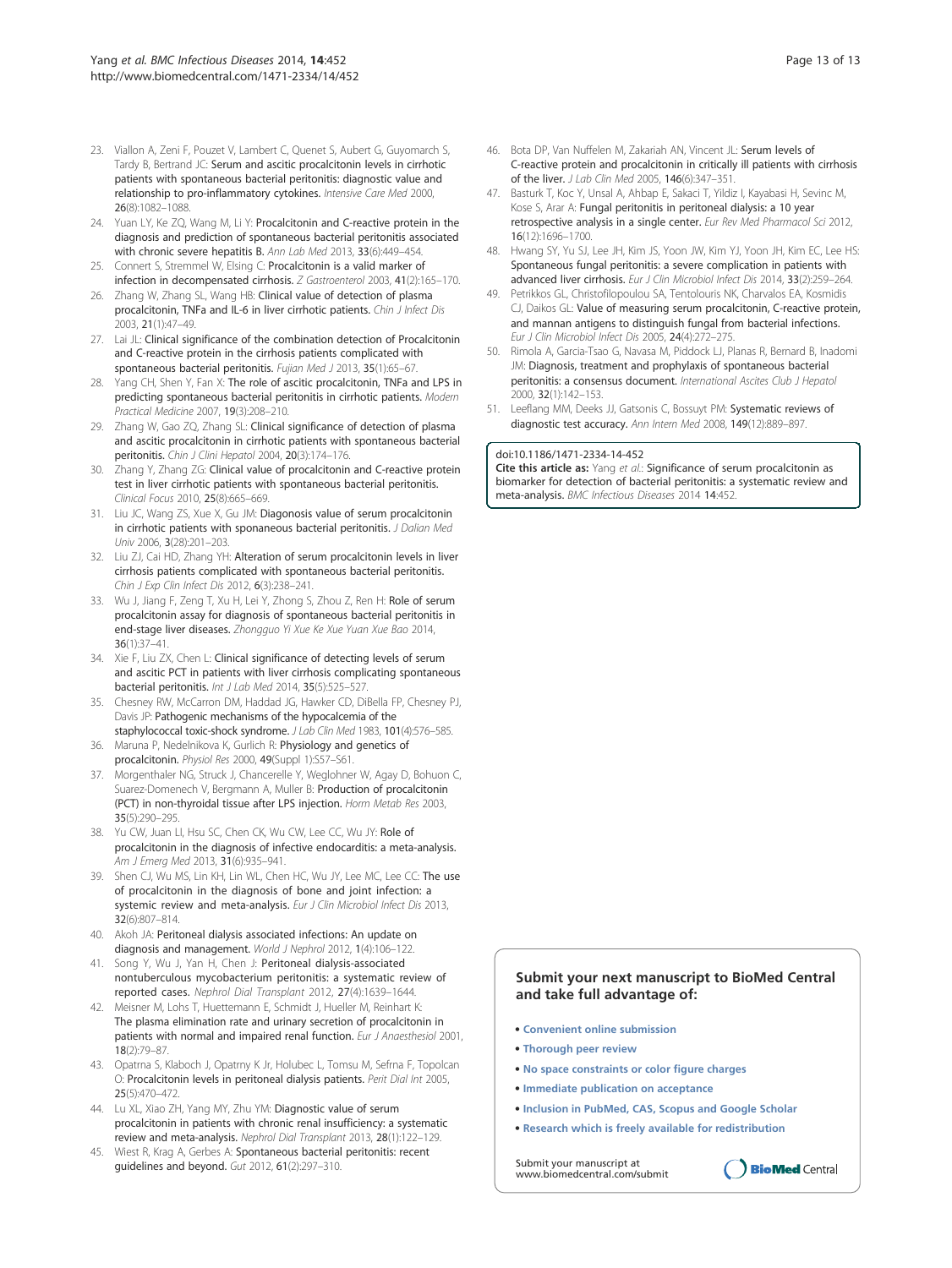23. Viallon A, Zeni F, Pouzet V, Lambert C, Quenet S, Aubert G, Guyomarch S, Tardy B, Bertrand JC: **Serum and ascitic procalcitonin levels in cirrhotic patients with spontaneous bacterial peritonitis: diagnostic value and relationship to pro-inflammatory cytokines.** *Intensive Care Med* 2000, **26**(8):1082–1088.
24. Yuan LY, Ke ZQ, Wang M, Li Y: **Procalcitonin and C-reactive protein in the diagnosis and prediction of spontaneous bacterial peritonitis associated with chronic severe hepatitis B.** *Ann Lab Med* 2013, **33**(6):449–454.
25. Connert S, Stremmel W, Elsing C: **Procalcitonin is a valid marker of infection in decompensated cirrhosis.** *Z Gastroenterol* 2003, **41**(2):165–170.
26. Zhang W, Zhang SL, Wang HB: **Clinical value of detection of plasma procalcitonin, TNFa and IL-6 in liver cirrhotic patients.** *Chin J Infect Dis* 2003, **21**(1):47–49.
27. Lai JL: **Clinical significance of the combination detection of Procalcitonin and C-reactive protein in the cirrhosis patients complicated with spontaneous bacterial peritonitis.** *Fujian Med J* 2013, **35**(1):65–67.
28. Yang CH, Shen Y, Fan X: **The role of ascitic procalcitonin, TNFa and LPS in predicting spontaneous bacterial peritonitis in cirrhotic patients.** *Modern Practical Medicine* 2007, **19**(3):208–210.
29. Zhang W, Gao ZQ, Zhang SL: **Clinical significance of detection of plasma and ascitic procalcitonin in cirrhotic patients with spontaneous bacterial peritonitis.** *Chin J Clini Hepatol* 2004, **20**(3):174–176.
30. Zhang Y, Zhang ZG: **Clinical value of procalcitonin and C-reactive protein test in liver cirrhotic patients with spontaneous bacterial peritonitis.** *Clinical Focus* 2010, **25**(8):665–669.
31. Liu JC, Wang ZS, Xue X, Gu JM: **Diagonosis value of serum procalcitonin in cirrhotic patients with sponaneous bacterial peritonitis.** *J Dalian Med Univ* 2006, **3**(28):201–203.
32. Liu ZJ, Cai HD, Zhang YH: **Alteration of serum procalcitonin levels in liver cirrhosis patients complicated with spontaneous bacterial peritonitis.** *Chin J Exp Clin Infect Dis* 2012, **6**(3):238–241.
33. Wu J, Jiang F, Zeng T, Xu H, Lei Y, Zhong S, Zhou Z, Ren H: **Role of serum procalcitonin assay for diagnosis of spontaneous bacterial peritonitis in end-stage liver diseases.** *Zhongguo Yi Xue Ke Xue Yuan Xue Bao* 2014, **36**(1):37–41.
34. Xie F, Liu ZX, Chen L: **Clinical significance of detecting levels of serum and ascitic PCT in patients with liver cirrhosis complicating spontaneous bacterial peritonitis.** *Int J Lab Med* 2014, **35**(5):525–527.
35. Chesney RW, McCarron DM, Haddad JG, Hawker CD, DiBella FP, Chesney PJ, Davis JP: **Pathogenic mechanisms of the hypocalcemia of the staphylococcal toxic-shock syndrome.** *J Lab Clin Med* 1983, **101**(4):576–585.
36. Maruna P, Nedelnikova K, Gurlich R: **Physiology and genetics of procalcitonin.** *Physiol Res* 2000, **49**(Suppl 1):S57–S61.
37. Morgenthaler NG, Struck J, Chancerelle Y, Weglohner W, Agay D, Bohuon C, Suarez-Domenech V, Bergmann A, Muller B: **Production of procalcitonin (PCT) in non-thyroidal tissue after LPS injection.** *Horm Metab Res* 2003, **35**(5):290–295.
38. Yu CW, Juan LI, Hsu SC, Chen CK, Wu CW, Lee CC, Wu JY: **Role of procalcitonin in the diagnosis of infective endocarditis: a meta-analysis.** *Am J Emerg Med* 2013, **31**(6):935–941.
39. Shen CJ, Wu MS, Lin KH, Lin WL, Chen HC, Wu JY, Lee MC, Lee CC: **The use of procalcitonin in the diagnosis of bone and joint infection: a systemic review and meta-analysis.** *Eur J Clin Microbiol Infect Dis* 2013, **32**(6):807–814.
40. Akoh JA: **Peritoneal dialysis associated infections: An update on diagnosis and management.** *World J Nephrol* 2012, **1**(4):106–122.
41. Song Y, Wu J, Yan H, Chen J: **Peritoneal dialysis-associated nontuberculous mycobacterium peritonitis: a systematic review of reported cases.** *Nephrol Dial Transplant* 2012, **27**(4):1639–1644.
42. Meisner M, Lohs T, Huettemann E, Schmidt J, Hueller M, Reinhart K: **The plasma elimination rate and urinary secretion of procalcitonin in patients with normal and impaired renal function.** *Eur J Anaesthesiol* 2001, **18**(2):79–87.
43. Opatrna S, Klaboch J, Opatrny K Jr, Holubec L, Tomsu M, Sefrna F, Topolcan O: **Procalcitonin levels in peritoneal dialysis patients.** *Perit Dial Int* 2005, **25**(5):470–472.
44. Lu XL, Xiao ZH, Yang MY, Zhu YM: **Diagnostic value of serum procalcitonin in patients with chronic renal insufficiency: a systematic review and meta-analysis.** *Nephrol Dial Transplant* 2013, **28**(1):122–129.
45. Wiest R, Krag A, Gerbes A: **Spontaneous bacterial peritonitis: recent guidelines and beyond.** *Gut* 2012, **61**(2):297–310.
46. Bota DP, Van Nuffelen M, Zakariah AN, Vincent JL: **Serum levels of C-reactive protein and procalcitonin in critically ill patients with cirrhosis of the liver.** *J Lab Clin Med* 2005, **146**(6):347–351.
47. Basturk T, Koc Y, Unsal A, Ahbap E, Sakaci T, Yildiz I, Kayabasi H, Sevinc M, Kose S, Arar A: **Fungal peritonitis in peritoneal dialysis: a 10 year retrospective analysis in a single center.** *Eur Rev Med Pharmacol Sci* 2012, **16**(12):1696–1700.
48. Hwang SY, Yu SJ, Lee JH, Kim JS, Yoon JW, Kim YJ, Yoon JH, Kim EC, Lee HS: **Spontaneous fungal peritonitis: a severe complication in patients with advanced liver cirrhosis.** *Eur J Clin Microbiol Infect Dis* 2014, **33**(2):259–264.
49. Petrikkos GL, Christofilopoulou SA, Tentolouris NK, Charvalos EA, Kosmidis CJ, Daikos GL: **Value of measuring serum procalcitonin, C-reactive protein, and mannan antigens to distinguish fungal from bacterial infections.** *Eur J Clin Microbiol Infect Dis* 2005, **24**(4):272–275.
50. Rimola A, Garcia-Tsao G, Navasa M, Piddock LJ, Planas R, Bernard B, Inadomi JM: **Diagnosis, treatment and prophylaxis of spontaneous bacterial peritonitis: a consensus document.** *International Ascites Club J Hepatol* 2000, **32**(1):142–153.
51. Leeflang MM, Deeks JJ, Gatsonis C, Bossuyt PM: **Systematic reviews of diagnostic test accuracy.** *Ann Intern Med* 2008, **149**(12):889–897.

doi:10.1186/1471-2334-14-452

**Cite this article as:** Yang *et al.*: Significance of serum procalcitonin as biomarker for detection of bacterial peritonitis: a systematic review and meta-analysis. *BMC Infectious Diseases* 2014 **14**:452.

**Submit your next manuscript to BioMed Central and take full advantage of:**

- **Convenient online submission**
- **Thorough peer review**
- **No space constraints or color figure charges**
- **Immediate publication on acceptance**
- **Inclusion in PubMed, CAS, Scopus and Google Scholar**
- **Research which is freely available for redistribution**

Submit your manuscript at www.biomedcentral.com/submit

BioMed Central